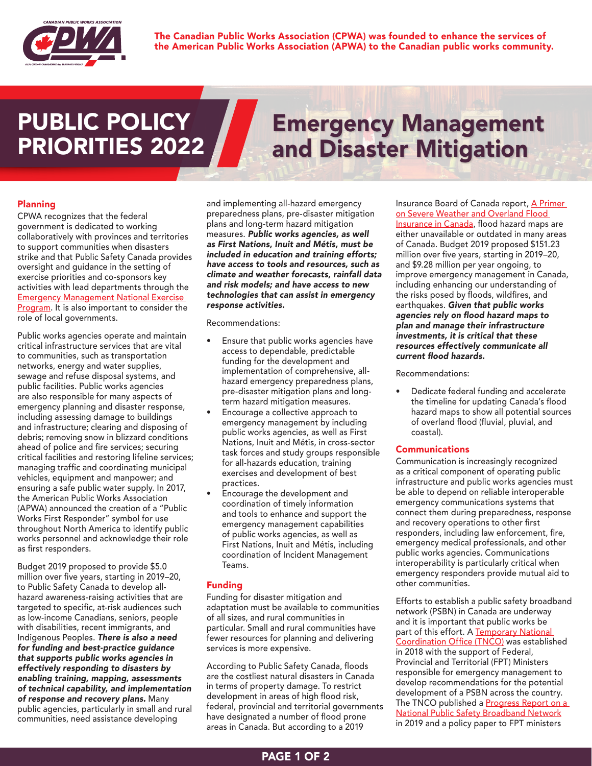The Canadian Public Works Association (CPWA) was founded to enhance the services of the American Public Works Association (APWA) to the Canadian public works community.

# PUBLIC POLICY PRIORITIES 2022

# Emergency Management and Disaster Mitigation

## Planning

CPWA recognizes that the federal government is dedicated to working collaboratively with provinces and territories to support communities when disasters strike and that Public Safety Canada provides oversight and guidance in the setting of exercise priorities and co-sponsors key activities with lead departments through the Emergency Management National Exercise Program. It is also important to consider the role of local governments.

Public works agencies operate and maintain critical infrastructure services that are vital to communities, such as transportation networks, energy and water supplies, sewage and refuse disposal systems, and public facilities. Public works agencies are also responsible for many aspects of emergency planning and disaster response, including assessing damage to buildings and infrastructure; clearing and disposing of debris; removing snow in blizzard conditions ahead of police and fire services; securing critical facilities and restoring lifeline services; managing traffic and coordinating municipal vehicles, equipment and manpower; and ensuring a safe public water supply. In 2017, the American Public Works Association (APWA) announced the creation of a "Public Works First Responder" symbol for use throughout North America to identify public works personnel and acknowledge their role as first responders.

Budget 2019 proposed to provide $5.0 million over five years, starting in 2019–20, to Public Safety Canada to develop all-hazard awareness-raising activities that are targeted to specific, at-risk audiences such as low-income Canadians, seniors, people with disabilities, recent immigrants, and Indigenous Peoples. ***There is also a need for funding and best-practice guidance that supports public works agencies in effectively responding to disasters by enabling training, mapping, assessments of response capability, and implementation of response and recovery plans.*** Many public agencies, particularly in small and rural communities, need assistance developing and implementing all-hazard emergency preparedness plans, pre-disaster mitigation plans and long-term hazard mitigation measures. ***Public works agencies, as well as First Nations, Inuit and Métis, must be included in education and training efforts; have access to tools and resources, such as climate and weather forecasts, rainfall data and risk models; and have access to new technologies that can assist in emergency response activities.***

Recommendations:

- Ensure that public works agencies have access to dependable, predictable funding for the development and implementation of comprehensive, all-hazard emergency preparedness plans, pre-disaster mitigation plans and long-term hazard mitigation measures.
- Encourage a collective approach to emergency management by including public works agencies, as well as First Nations, Inuit and Métis, in cross-sector task forces and study groups responsible for all-hazards education, training exercises and development of best practices.
- Encourage the development and coordination of timely information and tools to enhance and support the emergency management capabilities of public works agencies, as well as First Nations, Inuit and Métis, including coordination of Incident Management Teams.

## Funding

Funding for disaster mitigation and adaptation must be available to communities of all sizes, and rural communities in particular. Small and rural communities have fewer resources for planning and delivering services is more expensive.

According to Public Safety Canada, floods are the costliest natural disasters in Canada in terms of property damage. To restrict development in areas of high flood risk, federal, provincial and territorial governments have designated a number of flood prone areas in Canada. But according to a 2019 Insurance Board of Canada report, A Primer on Severe Weather and Overland Flood Insurance in Canada, flood hazard maps are either unavailable or outdated in many areas of Canada. Budget 2019 proposed $151.23 million over five years, starting in 2019–20, and $9.28 million per year ongoing, to improve emergency management in Canada, including enhancing our understanding of the risks posed by floods, wildfires, and earthquakes. ***Given that public works agencies rely on flood hazard maps to plan and manage their infrastructure investments, it is critical that these resources effectively communicate all current flood hazards.***

Recommendations:

- Dedicate federal funding and accelerate the timeline for updating Canada's flood hazard maps to show all potential sources of overland flood (fluvial, pluvial, and coastal).

## Communications

Communication is increasingly recognized as a critical component of operating public infrastructure and public works agencies must be able to depend on reliable interoperable emergency communications systems that connect them during preparedness, response and recovery operations to other first responders, including law enforcement, fire, emergency medical professionals, and other public works agencies. Communications interoperability is particularly critical when emergency responders provide mutual aid to other communities.

Efforts to establish a public safety broadband network (PSBN) in Canada are underway and it is important that public works be part of this effort. A Temporary National Coordination Office (TNCO) was established in 2018 with the support of Federal, Provincial and Territorial (FPT) Ministers responsible for emergency management to develop recommendations for the potential development of a PSBN across the country. The TNCO published a Progress Report on a National Public Safety Broadband Network in 2019 and a policy paper to FPT ministers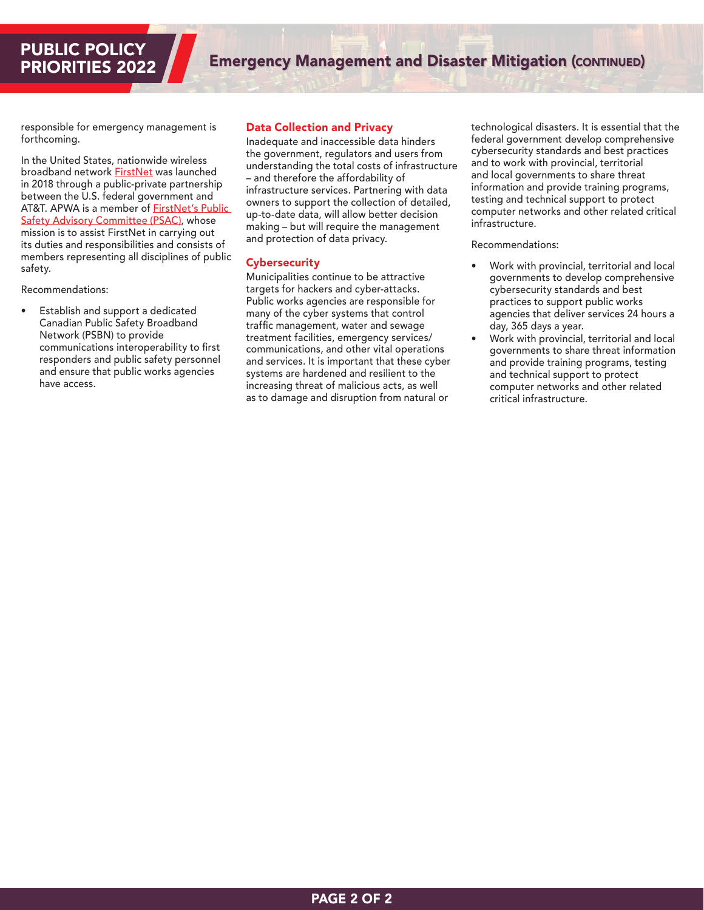responsible for emergency management is forthcoming.

In the United States, nationwide wireless broadband network FirstNet was launched in 2018 through a public-private partnership between the U.S. federal government and AT&T. APWA is a member of FirstNet's Public Safety Advisory Committee (PSAC), whose mission is to assist FirstNet in carrying out its duties and responsibilities and consists of members representing all disciplines of public safety.

Recommendations:

- Establish and support a dedicated Canadian Public Safety Broadband Network (PSBN) to provide communications interoperability to first responders and public safety personnel and ensure that public works agencies have access.

## Data Collection and Privacy

Inadequate and inaccessible data hinders the government, regulators and users from understanding the total costs of infrastructure – and therefore the affordability of infrastructure services. Partnering with data owners to support the collection of detailed, up-to-date data, will allow better decision making – but will require the management and protection of data privacy.

## Cybersecurity

Municipalities continue to be attractive targets for hackers and cyber-attacks. Public works agencies are responsible for many of the cyber systems that control traffic management, water and sewage treatment facilities, emergency services/communications, and other vital operations and services. It is important that these cyber systems are hardened and resilient to the increasing threat of malicious acts, as well as to damage and disruption from natural or technological disasters. It is essential that the federal government develop comprehensive cybersecurity standards and best practices and to work with provincial, territorial and local governments to share threat information and provide training programs, testing and technical support to protect computer networks and other related critical infrastructure.

Recommendations:

- Work with provincial, territorial and local governments to develop comprehensive cybersecurity standards and best practices to support public works agencies that deliver services 24 hours a day, 365 days a year.
- Work with provincial, territorial and local governments to share threat information and provide training programs, testing and technical support to protect computer networks and other related critical infrastructure.